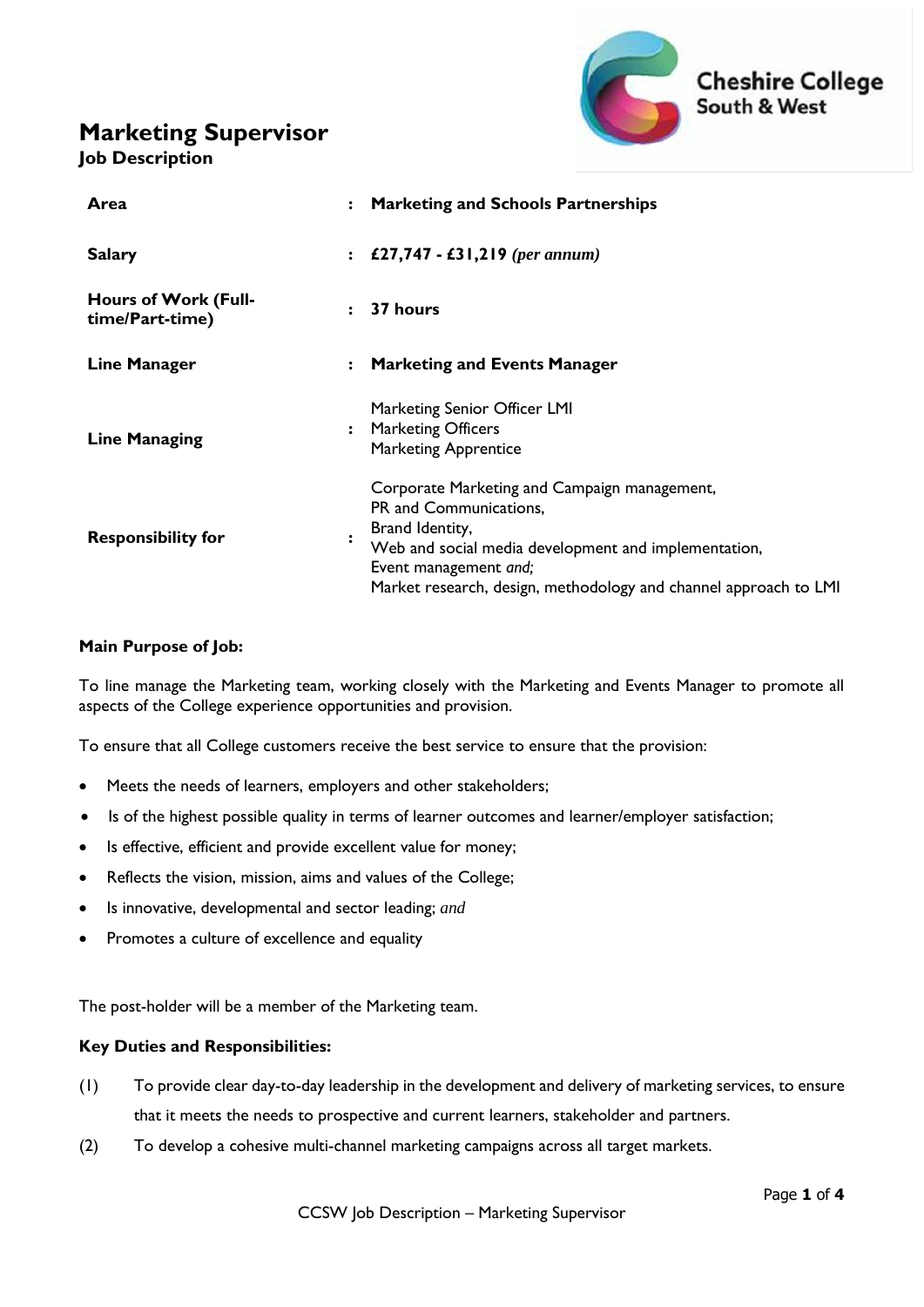# Marketing Supervisor

## Job Description

| | | |
|---|---|---|
| **Area** | : | **Marketing and Schools Partnerships** |
| **Salary** | : | **£27,747 - £31,219** ***(per annum)*** |
| **Hours of Work (Full-time/Part-time)** | : | **37 hours** |
| **Line Manager** | : | **Marketing and Events Manager** |
| **Line Managing** | : | Marketing Senior Officer LMI<br>Marketing Officers<br>Marketing Apprentice |
| **Responsibility for** | : | Corporate Marketing and Campaign management,<br>PR and Communications,<br>Brand Identity,<br>Web and social media development and implementation,<br>Event management *and;*<br>Market research, design, methodology and channel approach to LMI |

**Main Purpose of Job:**

To line manage the Marketing team, working closely with the Marketing and Events Manager to promote all aspects of the College experience opportunities and provision.

To ensure that all College customers receive the best service to ensure that the provision:

- Meets the needs of learners, employers and other stakeholders;
- Is of the highest possible quality in terms of learner outcomes and learner/employer satisfaction;
- Is effective, efficient and provide excellent value for money;
- Reflects the vision, mission, aims and values of the College;
- Is innovative, developmental and sector leading; *and*
- Promotes a culture of excellence and equality

The post-holder will be a member of the Marketing team.

**Key Duties and Responsibilities:**

(1) To provide clear day-to-day leadership in the development and delivery of marketing services, to ensure that it meets the needs to prospective and current learners, stakeholder and partners.

(2) To develop a cohesive multi-channel marketing campaigns across all target markets.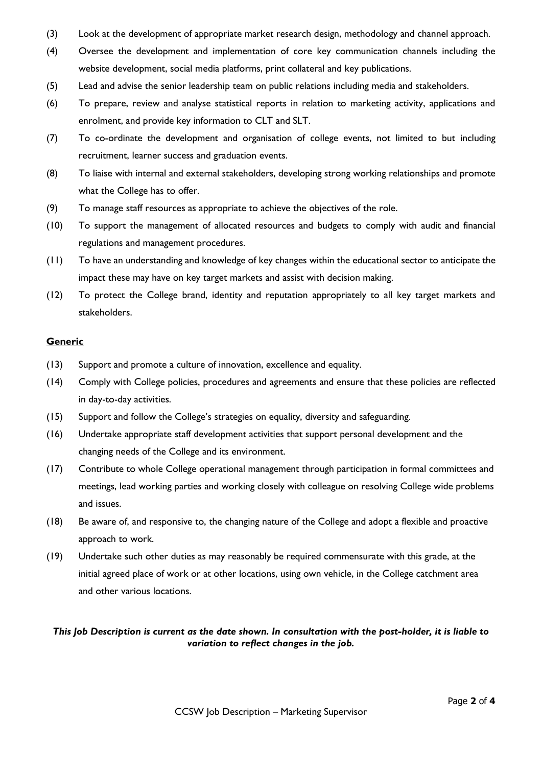(3) Look at the development of appropriate market research design, methodology and channel approach.

(4) Oversee the development and implementation of core key communication channels including the website development, social media platforms, print collateral and key publications.

(5) Lead and advise the senior leadership team on public relations including media and stakeholders.

(6) To prepare, review and analyse statistical reports in relation to marketing activity, applications and enrolment, and provide key information to CLT and SLT.

(7) To co-ordinate the development and organisation of college events, not limited to but including recruitment, learner success and graduation events.

(8) To liaise with internal and external stakeholders, developing strong working relationships and promote what the College has to offer.

(9) To manage staff resources as appropriate to achieve the objectives of the role.

(10) To support the management of allocated resources and budgets to comply with audit and financial regulations and management procedures.

(11) To have an understanding and knowledge of key changes within the educational sector to anticipate the impact these may have on key target markets and assist with decision making.

(12) To protect the College brand, identity and reputation appropriately to all key target markets and stakeholders.

**Generic**

(13) Support and promote a culture of innovation, excellence and equality.

(14) Comply with College policies, procedures and agreements and ensure that these policies are reflected in day-to-day activities.

(15) Support and follow the College's strategies on equality, diversity and safeguarding.

(16) Undertake appropriate staff development activities that support personal development and the changing needs of the College and its environment.

(17) Contribute to whole College operational management through participation in formal committees and meetings, lead working parties and working closely with colleague on resolving College wide problems and issues.

(18) Be aware of, and responsive to, the changing nature of the College and adopt a flexible and proactive approach to work.

(19) Undertake such other duties as may reasonably be required commensurate with this grade, at the initial agreed place of work or at other locations, using own vehicle, in the College catchment area and other various locations.

***This Job Description is current as the date shown. In consultation with the post-holder, it is liable to variation to reflect changes in the job.***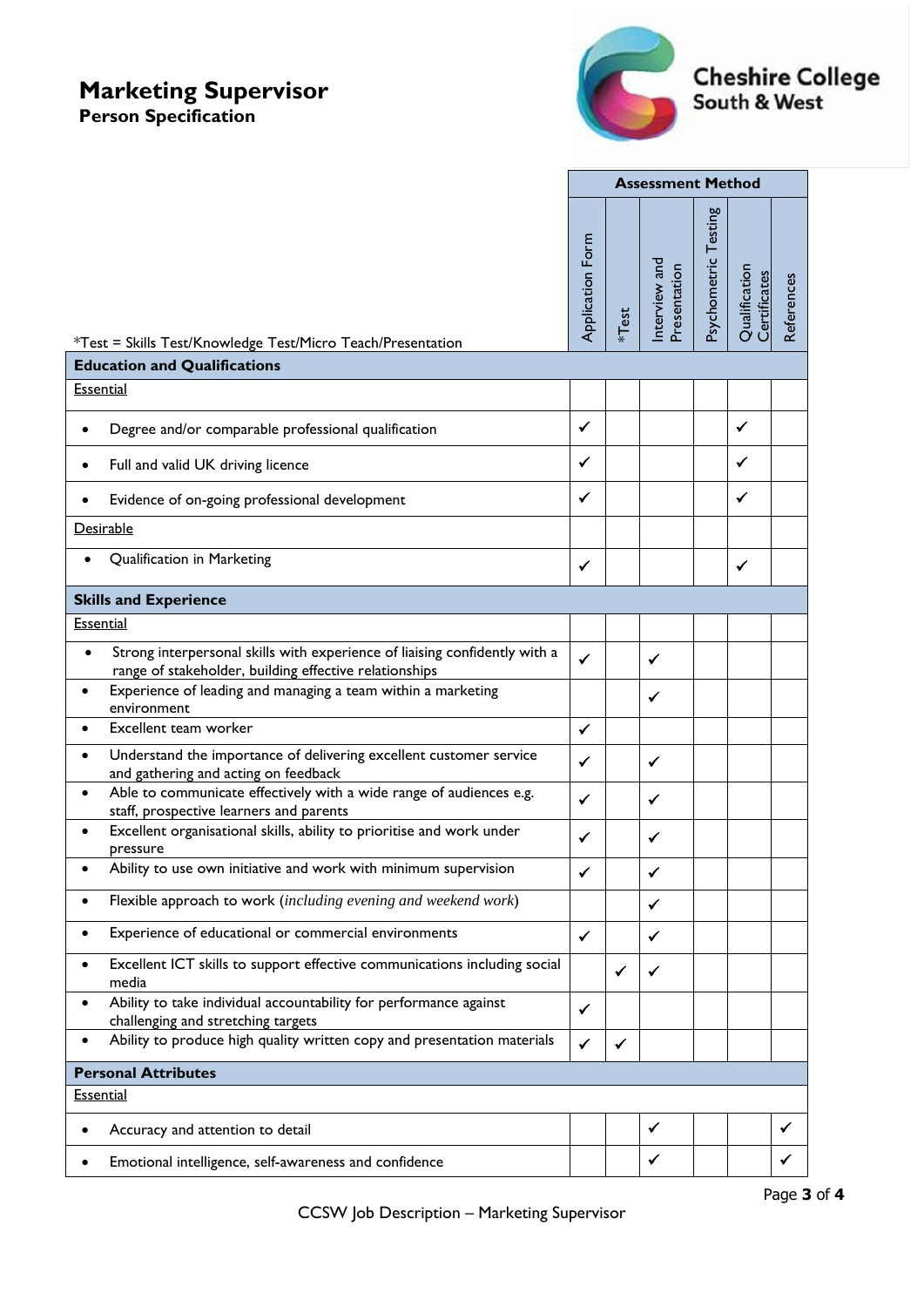# Marketing Supervisor

## Person Specification

*Test = Skills Test/Knowledge Test/Micro Teach/Presentation

| | Assessment Method | | | | | |
|---|---|---|---|---|---|---|
| | Application Form | *Test | Interview and Presentation | Psychometric Testing | Qualification Certificates | References |
| **Education and Qualifications** | | | | | | |
| Essential | | | | | | |
| • Degree and/or comparable professional qualification | ✓ | | | | ✓ | |
| • Full and valid UK driving licence | ✓ | | | | ✓ | |
| • Evidence of on-going professional development | ✓ | | | | ✓ | |
| Desirable | | | | | | |
| • Qualification in Marketing | ✓ | | | | ✓ | |
| **Skills and Experience** | | | | | | |
| Essential | | | | | | |
| • Strong interpersonal skills with experience of liaising confidently with a range of stakeholder, building effective relationships | ✓ | | ✓ | | | |
| • Experience of leading and managing a team within a marketing environment | | | ✓ | | | |
| • Excellent team worker | ✓ | | | | | |
| • Understand the importance of delivering excellent customer service and gathering and acting on feedback | ✓ | | ✓ | | | |
| • Able to communicate effectively with a wide range of audiences e.g. staff, prospective learners and parents | ✓ | | ✓ | | | |
| • Excellent organisational skills, ability to prioritise and work under pressure | ✓ | | ✓ | | | |
| • Ability to use own initiative and work with minimum supervision | ✓ | | ✓ | | | |
| • Flexible approach to work (*including evening and weekend work*) | | | ✓ | | | |
| • Experience of educational or commercial environments | ✓ | | ✓ | | | |
| • Excellent ICT skills to support effective communications including social media | | ✓ | ✓ | | | |
| • Ability to take individual accountability for performance against challenging and stretching targets | ✓ | | | | | |
| • Ability to produce high quality written copy and presentation materials | ✓ | ✓ | | | | |
| **Personal Attributes** | | | | | | |
| Essential | | | | | | |
| • Accuracy and attention to detail | | | ✓ | | | ✓ |
| • Emotional intelligence, self-awareness and confidence | | | ✓ | | | ✓ |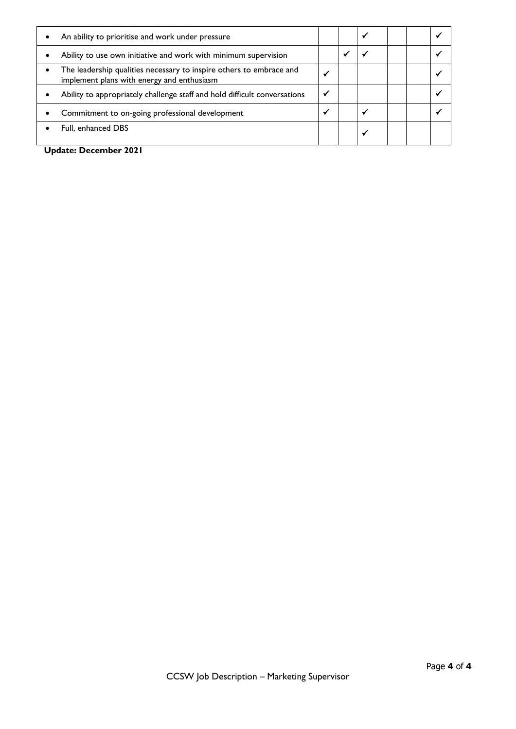| | | | | | | |
|---|---|---|---|---|---|---|
| • An ability to prioritise and work under pressure | | | ✓ | | | ✓ |
| • Ability to use own initiative and work with minimum supervision | | ✓ | ✓ | | | ✓ |
| • The leadership qualities necessary to inspire others to embrace and implement plans with energy and enthusiasm | ✓ | | | | | ✓ |
| • Ability to appropriately challenge staff and hold difficult conversations | ✓ | | | | | ✓ |
| • Commitment to on-going professional development | ✓ | | ✓ | | | ✓ |
| • Full, enhanced DBS | | | ✓ | | | |

**Update: December 2021**